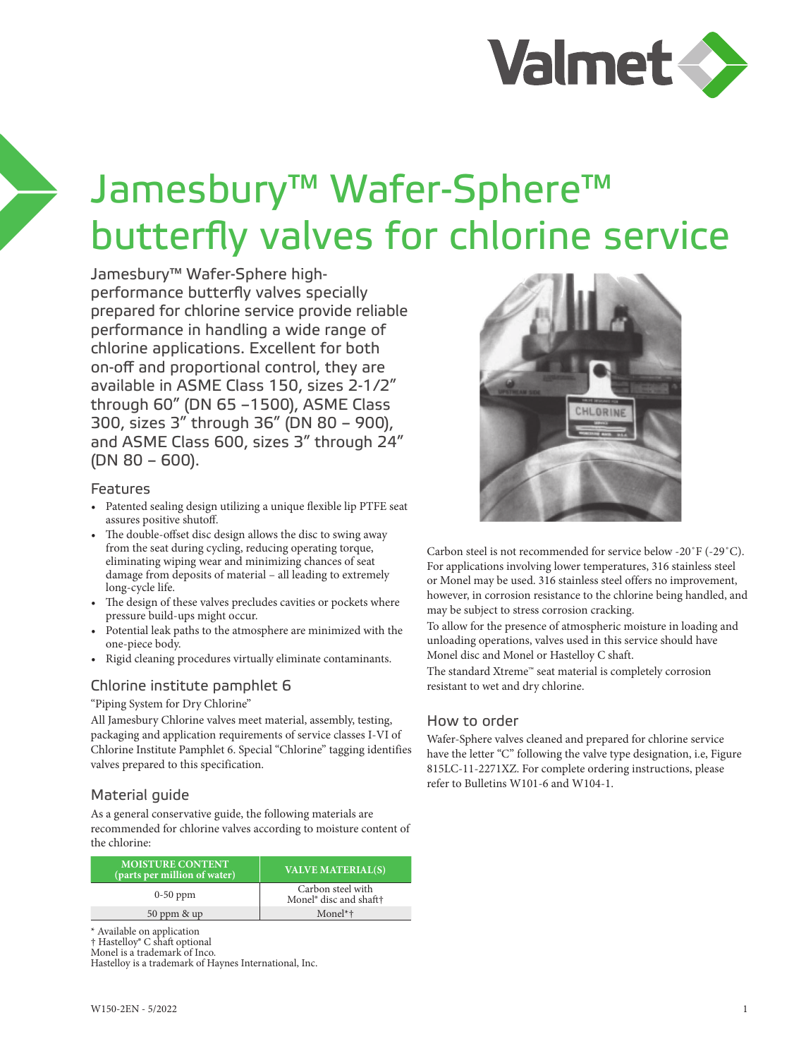# Jamesbury™ Wafer-Sphere™ butterfly valves for chlorine service

Jamesbury™ Wafer-Sphere high-performance butterfly valves specially prepared for chlorine service provide reliable performance in handling a wide range of chlorine applications. Excellent for both on-off and proportional control, they are available in ASME Class 150, sizes 2-1/2" through 60" (DN 65 –1500), ASME Class 300, sizes 3" through 36" (DN 80 – 900), and ASME Class 600, sizes 3" through 24" (DN 80 – 600).

## Features

- Patented sealing design utilizing a unique flexible lip PTFE seat assures positive shutoff.
- The double-offset disc design allows the disc to swing away from the seat during cycling, reducing operating torque, eliminating wiping wear and minimizing chances of seat damage from deposits of material – all leading to extremely long-cycle life.
- The design of these valves precludes cavities or pockets where pressure build-ups might occur.
- Potential leak paths to the atmosphere are minimized with the one-piece body.
- Rigid cleaning procedures virtually eliminate contaminants.

## Chlorine institute pamphlet 6

"Piping System for Dry Chlorine"

All Jamesbury Chlorine valves meet material, assembly, testing, packaging and application requirements of service classes I-VI of Chlorine Institute Pamphlet 6. Special "Chlorine" tagging identifies valves prepared to this specification.

## Material guide

As a general conservative guide, the following materials are recommended for chlorine valves according to moisture content of the chlorine:

| MOISTURE CONTENT (parts per million of water) | VALVE MATERIAL(S) |
|---|---|
| 0-50 ppm | Carbon steel with Monel* disc and shaft† |
| 50 ppm & up | Monel*† |

\* Available on application
† Hastelloy® C shaft optional
Monel is a trademark of Inco.
Hastelloy is a trademark of Haynes International, Inc.

Carbon steel is not recommended for service below -20˚F (-29˚C). For applications involving lower temperatures, 316 stainless steel or Monel may be used. 316 stainless steel offers no improvement, however, in corrosion resistance to the chlorine being handled, and may be subject to stress corrosion cracking.

To allow for the presence of atmospheric moisture in loading and unloading operations, valves used in this service should have Monel disc and Monel or Hastelloy C shaft.

The standard Xtreme™ seat material is completely corrosion resistant to wet and dry chlorine.

## How to order

Wafer-Sphere valves cleaned and prepared for chlorine service have the letter "C" following the valve type designation, i.e, Figure 815LC-11-2271XZ. For complete ordering instructions, please refer to Bulletins W101-6 and W104-1.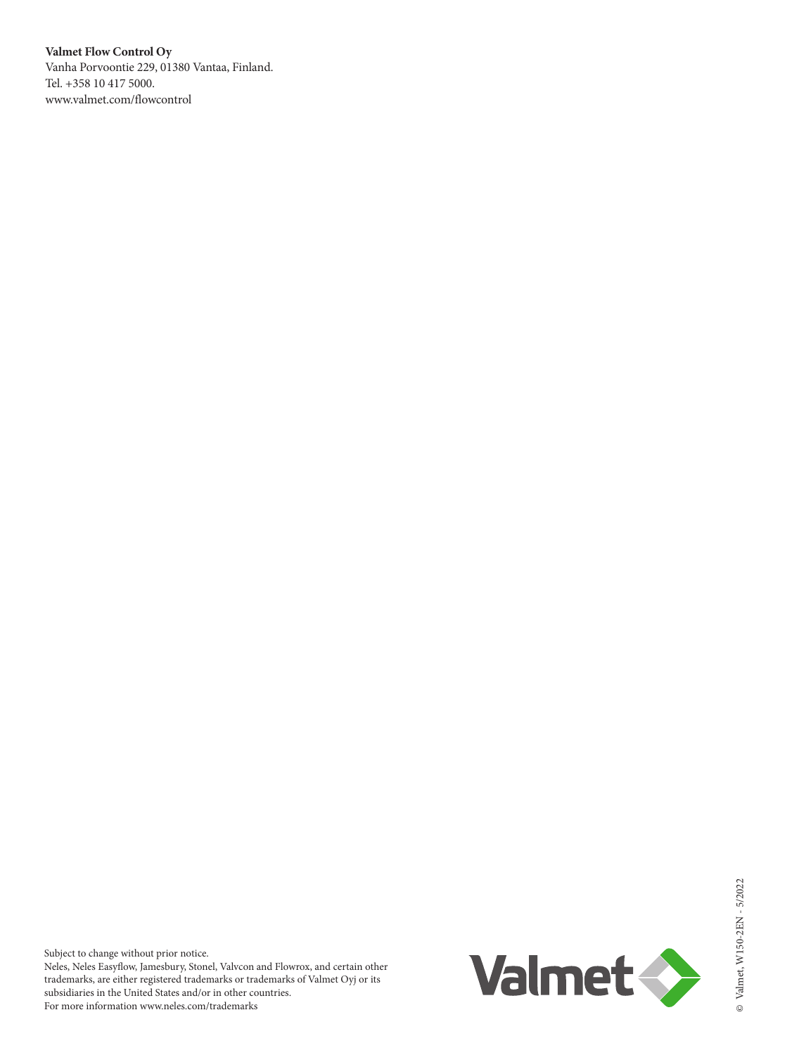**Valmet Flow Control Oy**
Vanha Porvoontie 229, 01380 Vantaa, Finland.
Tel. +358 10 417 5000.
www.valmet.com/flowcontrol

Subject to change without prior notice.
Neles, Neles Easyflow, Jamesbury, Stonel, Valvcon and Flowrox, and certain other trademarks, are either registered trademarks or trademarks of Valmet Oyj or its subsidiaries in the United States and/or in other countries.
For more information www.neles.com/trademarks

© Valmet, W150-2EN - 5/2022